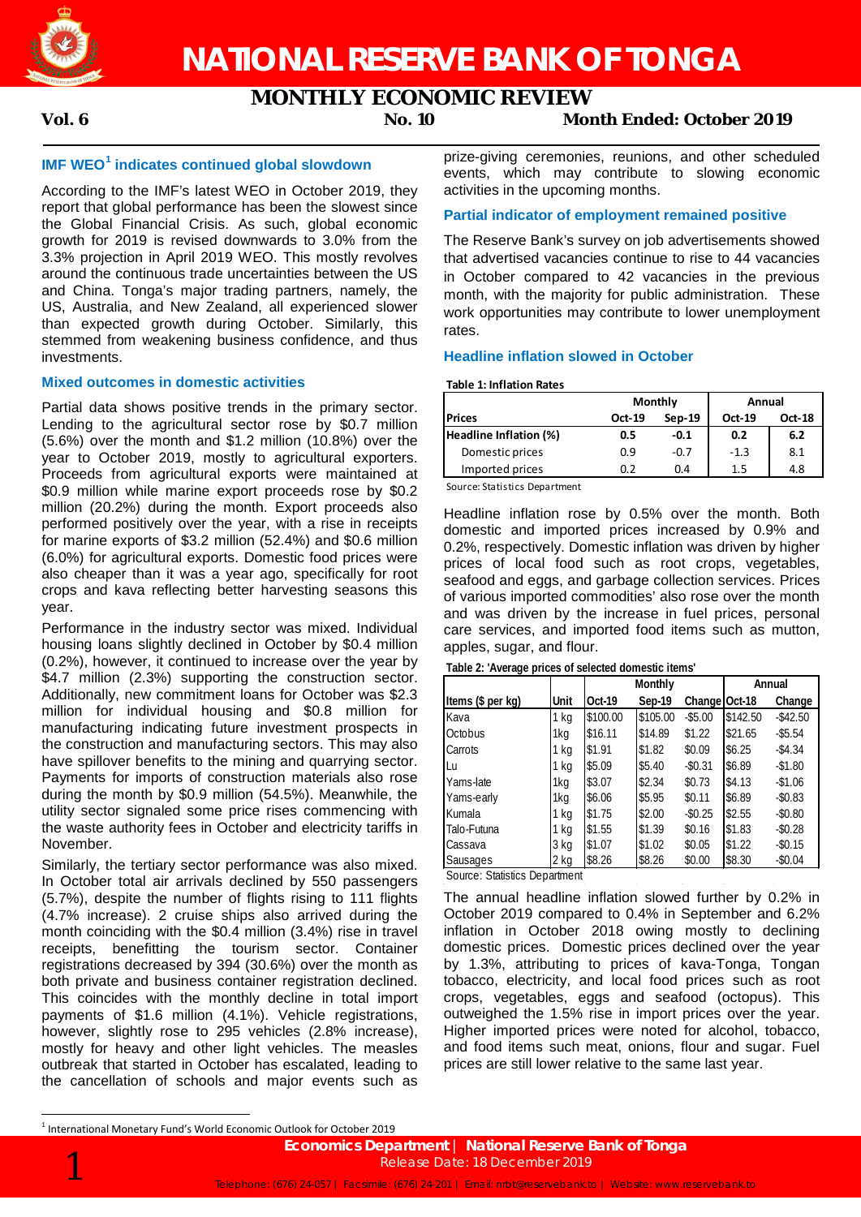# NATIONAL RESERVE BANK OF TONGA

## MONTHLY ECONOMIC REVIEW

**Vol. 6** **No. 10** **Month Ended: October 2019**

### IMF WEO[1] indicates continued global slowdown

According to the IMF's latest WEO in October 2019, they report that global performance has been the slowest since the Global Financial Crisis. As such, global economic growth for 2019 is revised downwards to 3.0% from the 3.3% projection in April 2019 WEO. This mostly revolves around the continuous trade uncertainties between the US and China. Tonga's major trading partners, namely, the US, Australia, and New Zealand, all experienced slower than expected growth during October. Similarly, this stemmed from weakening business confidence, and thus investments.

### Mixed outcomes in domestic activities

Partial data shows positive trends in the primary sector. Lending to the agricultural sector rose by $0.7 million (5.6%) over the month and $1.2 million (10.8%) over the year to October 2019, mostly to agricultural exporters. Proceeds from agricultural exports were maintained at $0.9 million while marine export proceeds rose by $0.2 million (20.2%) during the month. Export proceeds also performed positively over the year, with a rise in receipts for marine exports of $3.2 million (52.4%) and $0.6 million (6.0%) for agricultural exports. Domestic food prices were also cheaper than it was a year ago, specifically for root crops and kava reflecting better harvesting seasons this year.

Performance in the industry sector was mixed. Individual housing loans slightly declined in October by $0.4 million (0.2%), however, it continued to increase over the year by $4.7 million (2.3%) supporting the construction sector. Additionally, new commitment loans for October was $2.3 million for individual housing and $0.8 million for manufacturing indicating future investment prospects in the construction and manufacturing sectors. This may also have spillover benefits to the mining and quarrying sector. Payments for imports of construction materials also rose during the month by $0.9 million (54.5%). Meanwhile, the utility sector signaled some price rises commencing with the waste authority fees in October and electricity tariffs in November.

Similarly, the tertiary sector performance was also mixed. In October total air arrivals declined by 550 passengers (5.7%), despite the number of flights rising to 111 flights (4.7% increase). 2 cruise ships also arrived during the month coinciding with the $0.4 million (3.4%) rise in travel receipts, benefitting the tourism sector. Container registrations decreased by 394 (30.6%) over the month as both private and business container registration declined. This coincides with the monthly decline in total import payments of $1.6 million (4.1%). Vehicle registrations, however, slightly rose to 295 vehicles (2.8% increase), mostly for heavy and other light vehicles. The measles outbreak that started in October has escalated, leading to the cancellation of schools and major events such as prize-giving ceremonies, reunions, and other scheduled events, which may contribute to slowing economic activities in the upcoming months.

### Partial indicator of employment remained positive

The Reserve Bank's survey on job advertisements showed that advertised vacancies continue to rise to 44 vacancies in October compared to 42 vacancies in the previous month, with the majority for public administration. These work opportunities may contribute to lower unemployment rates.

### Headline inflation slowed in October

**Table 1: Inflation Rates**

| | Monthly | | Annual | |
|---|---|---|---|---|
| **Prices** | **Oct-19** | **Sep-19** | **Oct-19** | **Oct-18** |
| **Headline Inflation (%)** | **0.5** | **-0.1** | **0.2** | **6.2** |
| Domestic prices | 0.9 | -0.7 | -1.3 | 8.1 |
| Imported prices | 0.2 | 0.4 | 1.5 | 4.8 |

Source: Statistics Department

Headline inflation rose by 0.5% over the month. Both domestic and imported prices increased by 0.9% and 0.2%, respectively. Domestic inflation was driven by higher prices of local food such as root crops, vegetables, seafood and eggs, and garbage collection services. Prices of various imported commodities' also rose over the month and was driven by the increase in fuel prices, personal care services, and imported food items such as mutton, apples, sugar, and flour.

**Table 2: 'Average prices of selected domestic items'**

| | | Monthly | | | Annual | |
|---|---|---|---|---|---|---|
| **Items ($ per kg)** | **Unit** | **Oct-19** | **Sep-19** | **Change** | **Oct-18** | **Change** |
| Kava | 1 kg | $100.00 | $105.00 | -$5.00 | $142.50 | -$42.50 |
| Octobus | 1kg | $16.11 | $14.89 | $1.22 | $21.65 | -$5.54 |
| Carrots | 1 kg | $1.91 | $1.82 | $0.09 | $6.25 | -$4.34 |
| Lu | 1 kg | $5.09 | $5.40 | -$0.31 | $6.89 | -$1.80 |
| Yams-late | 1kg | $3.07 | $2.34 | $0.73 | $4.13 | -$1.06 |
| Yams-early | 1kg | $6.06 | $5.95 | $0.11 | $6.89 | -$0.83 |
| Kumala | 1 kg | $1.75 | $2.00 | -$0.25 | $2.55 | -$0.80 |
| Talo-Futuna | 1 kg | $1.55 | $1.39 | $0.16 | $1.83 | -$0.28 |
| Cassava | 3 kg | $1.07 | $1.02 | $0.05 | $1.22 | -$0.15 |
| Sausages | 2 kg | $8.26 | $8.26 | $0.00 | $8.30 | -$0.04 |

Source: Statistics Department

The annual headline inflation slowed further by 0.2% in October 2019 compared to 0.4% in September and 6.2% inflation in October 2018 owing mostly to declining domestic prices. Domestic prices declined over the year by 1.3%, attributing to prices of kava-Tonga, Tongan tobacco, electricity, and local food prices such as root crops, vegetables, eggs and seafood (octopus). This outweighed the 1.5% rise in import prices over the year. Higher imported prices were noted for alcohol, tobacco, and food items such meat, onions, flour and sugar. Fuel prices are still lower relative to the same last year.

[1] International Monetary Fund's World Economic Outlook for October 2019

**Economics Department | National Reserve Bank of Tonga**
Release Date: 18 December 2019
Telephone: (676) 24-057 | Facsimile: (676) 24-201 | Email: nrbt@reservebank.to | Website: www.reservebank.to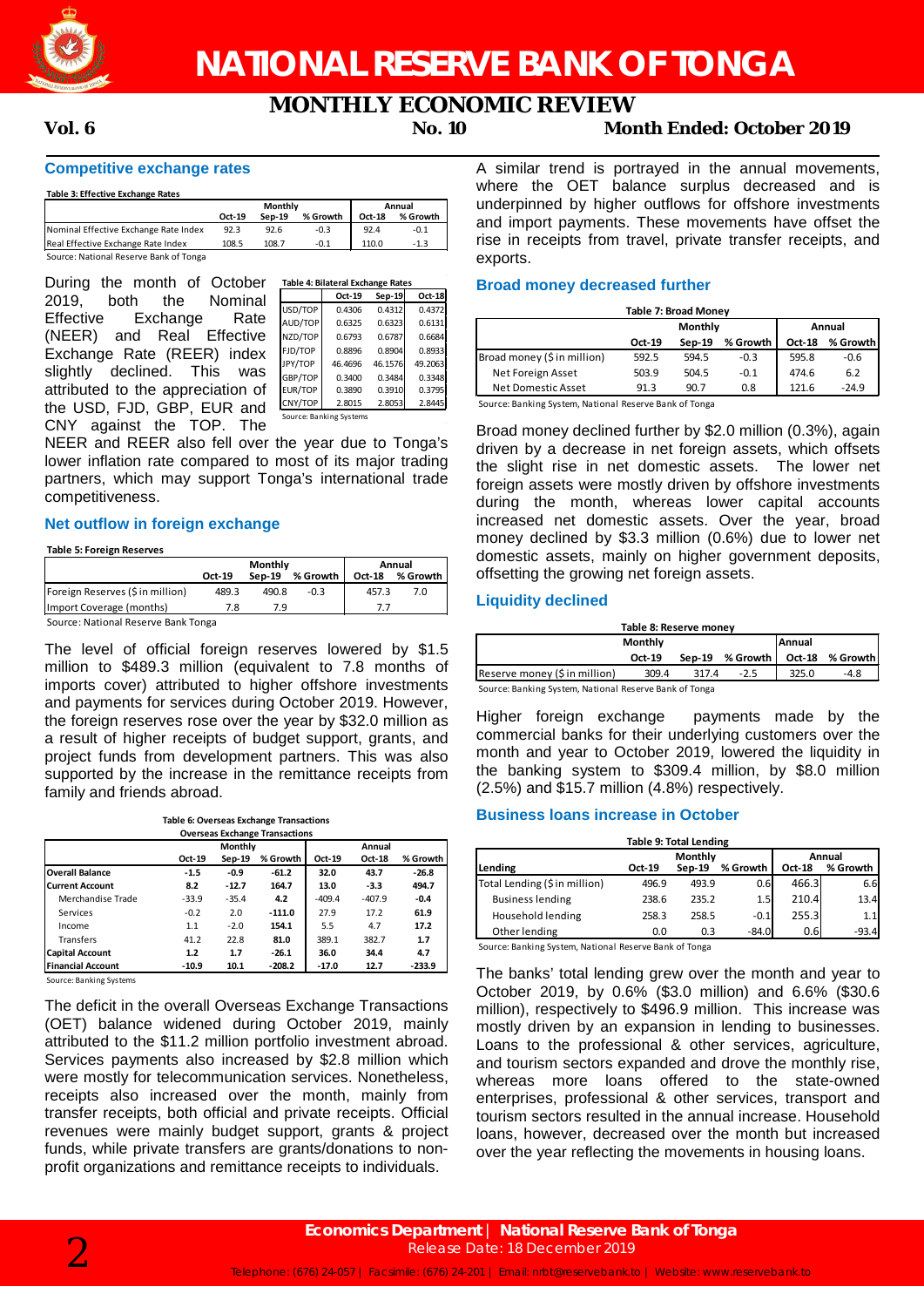# NATIONAL RESERVE BANK OF TONGA

## MONTHLY ECONOMIC REVIEW

**Vol. 6** **No. 10** **Month Ended: October 2019**

### Competitive exchange rates

**Table 3: Effective Exchange Rates**

| | Monthly | | | Annual | |
|---|---|---|---|---|---|
| | Oct-19 | Sep-19 | % Growth | Oct-18 | % Growth |
| Nominal Effective Exchange Rate Index | 92.3 | 92.6 | -0.3 | 92.4 | -0.1 |
| Real Effective Exchange Rate Index | 108.5 | 108.7 | -0.1 | 110.0 | -1.3 |

Source: National Reserve Bank of Tonga

**Table 4: Bilateral Exchange Rates**

| | Oct-19 | Sep-19 | Oct-18 |
|---|---|---|---|
| USD/TOP | 0.4306 | 0.4312 | 0.4372 |
| AUD/TOP | 0.6325 | 0.6323 | 0.6131 |
| NZD/TOP | 0.6793 | 0.6787 | 0.6684 |
| FJD/TOP | 0.8896 | 0.8904 | 0.8933 |
| JPY/TOP | 46.4696 | 46.1576 | 49.2063 |
| GBP/TOP | 0.3400 | 0.3484 | 0.3348 |
| EUR/TOP | 0.3890 | 0.3910 | 0.3795 |
| CNY/TOP | 2.8015 | 2.8053 | 2.8445 |

Source: Banking Systems

During the month of October 2019, both the Nominal Effective Exchange Rate (NEER) and Real Effective Exchange Rate (REER) index slightly declined. This was attributed to the appreciation of the USD, FJD, GBP, EUR and CNY against the TOP. The NEER and REER also fell over the year due to Tonga's lower inflation rate compared to most of its major trading partners, which may support Tonga's international trade competitiveness.

### Net outflow in foreign exchange

**Table 5: Foreign Reserves**

| | Monthly | | | Annual | |
|---|---|---|---|---|---|
| | Oct-19 | Sep-19 | % Growth | Oct-18 | % Growth |
| Foreign Reserves ($ in million) | 489.3 | 490.8 | -0.3 | 457.3 | 7.0 |
| Import Coverage (months) | 7.8 | 7.9 | | 7.7 | |

Source: National Reserve Bank Tonga

The level of official foreign reserves lowered by $1.5 million to $489.3 million (equivalent to 7.8 months of imports cover) attributed to higher offshore investments and payments for services during October 2019. However, the foreign reserves rose over the year by $32.0 million as a result of higher receipts of budget support, grants, and project funds from development partners. This was also supported by the increase in the remittance receipts from family and friends abroad.

**Table 6: Overseas Exchange Transactions**

| Overseas Exchange Transactions | Monthly | | | Annual | | |
|---|---|---|---|---|---|---|
| | Oct-19 | Sep-19 | % Growth | Oct-19 | Oct-18 | % Growth |
| **Overall Balance** | -1.5 | -0.9 | -61.2 | 32.0 | 43.7 | -26.8 |
| **Current Account** | 8.2 | -12.7 | 164.7 | 13.0 | -3.3 | 494.7 |
| Merchandise Trade | -33.9 | -35.4 | 4.2 | -409.4 | -407.9 | -0.4 |
| Services | -0.2 | 2.0 | -111.0 | 27.9 | 17.2 | 61.9 |
| Income | 1.1 | -2.0 | 154.1 | 5.5 | 4.7 | 17.2 |
| Transfers | 41.2 | 22.8 | 81.0 | 389.1 | 382.7 | 1.7 |
| **Capital Account** | 1.2 | 1.7 | -26.1 | 36.0 | 34.4 | 4.7 |
| **Financial Account** | -10.9 | 10.1 | -208.2 | -17.0 | 12.7 | -233.9 |

Source: Banking Systems

The deficit in the overall Overseas Exchange Transactions (OET) balance widened during October 2019, mainly attributed to the $11.2 million portfolio investment abroad. Services payments also increased by $2.8 million which were mostly for telecommunication services. Nonetheless, receipts also increased over the month, mainly from transfer receipts, both official and private receipts. Official revenues were mainly budget support, grants & project funds, while private transfers are grants/donations to non-profit organizations and remittance receipts to individuals.

A similar trend is portrayed in the annual movements, where the OET balance surplus decreased and is underpinned by higher outflows for offshore investments and import payments. These movements have offset the rise in receipts from travel, private transfer receipts, and exports.

### Broad money decreased further

**Table 7: Broad Money**

| | Monthly | | | Annual | |
|---|---|---|---|---|---|
| | Oct-19 | Sep-19 | % Growth | Oct-18 | % Growth |
| Broad money ($ in million) | 592.5 | 594.5 | -0.3 | 595.8 | -0.6 |
| Net Foreign Asset | 503.9 | 504.5 | -0.1 | 474.6 | 6.2 |
| Net Domestic Asset | 91.3 | 90.7 | 0.8 | 121.6 | -24.9 |

Source: Banking System, National Reserve Bank of Tonga

Broad money declined further by $2.0 million (0.3%), again driven by a decrease in net foreign assets, which offsets the slight rise in net domestic assets. The lower net foreign assets were mostly driven by offshore investments during the month, whereas lower capital accounts increased net domestic assets. Over the year, broad money declined by $3.3 million (0.6%) due to lower net domestic assets, mainly on higher government deposits, offsetting the growing net foreign assets.

### Liquidity declined

**Table 8: Reserve money**

| | Monthly | | | Annual | |
|---|---|---|---|---|---|
| | Oct-19 | Sep-19 | % Growth | Oct-18 | % Growth |
| Reserve money ($ in million) | 309.4 | 317.4 | -2.5 | 325.0 | -4.8 |

Source: Banking System, National Reserve Bank of Tonga

Higher foreign exchange payments made by the commercial banks for their underlying customers over the month and year to October 2019, lowered the liquidity in the banking system to $309.4 million, by $8.0 million (2.5%) and $15.7 million (4.8%) respectively.

### Business loans increase in October

**Table 9: Total Lending**

| Lending | Monthly | | | Annual | |
|---|---|---|---|---|---|
| | Oct-19 | Sep-19 | % Growth | Oct-18 | % Growth |
| Total Lending ($ in million) | 496.9 | 493.9 | 0.6 | 466.3 | 6.6 |
| Business lending | 238.6 | 235.2 | 1.5 | 210.4 | 13.4 |
| Household lending | 258.3 | 258.5 | -0.1 | 255.3 | 1.1 |
| Other lending | 0.0 | 0.3 | -84.0 | 0.6 | -93.4 |

Source: Banking System, National Reserve Bank of Tonga

The banks' total lending grew over the month and year to October 2019, by 0.6% ($3.0 million) and 6.6% ($30.6 million), respectively to $496.9 million. This increase was mostly driven by an expansion in lending to businesses. Loans to the professional & other services, agriculture, and tourism sectors expanded and drove the monthly rise, whereas more loans offered to the state-owned enterprises, professional & other services, transport and tourism sectors resulted in the annual increase. Household loans, however, decreased over the month but increased over the year reflecting the movements in housing loans.

**Economics Department | National Reserve Bank of Tonga**
Release Date: 18 December 2019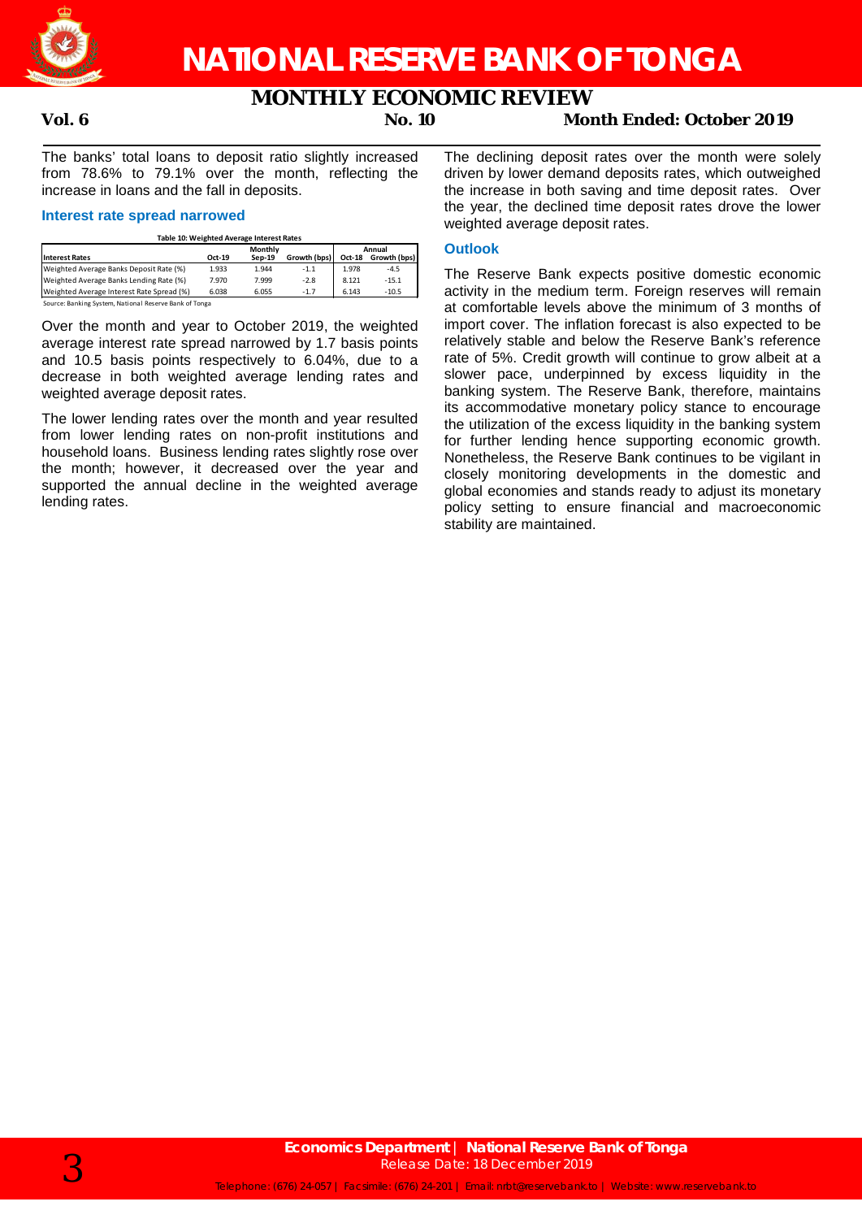The banks' total loans to deposit ratio slightly increased from 78.6% to 79.1% over the month, reflecting the increase in loans and the fall in deposits.

### Interest rate spread narrowed

**Table 10: Weighted Average Interest Rates**

| Interest Rates | Monthly | | | Annual | |
|---|---|---|---|---|---|
| | Oct-19 | Sep-19 | Growth (bps) | Oct-18 | Growth (bps) |
| Weighted Average Banks Deposit Rate (%) | 1.933 | 1.944 | -1.1 | 1.978 | -4.5 |
| Weighted Average Banks Lending Rate (%) | 7.970 | 7.999 | -2.8 | 8.121 | -15.1 |
| Weighted Average Interest Rate Spread (%) | 6.038 | 6.055 | -1.7 | 6.143 | -10.5 |

Source: Banking System, National Reserve Bank of Tonga

Over the month and year to October 2019, the weighted average interest rate spread narrowed by 1.7 basis points and 10.5 basis points respectively to 6.04%, due to a decrease in both weighted average lending rates and weighted average deposit rates.

The lower lending rates over the month and year resulted from lower lending rates on non-profit institutions and household loans. Business lending rates slightly rose over the month; however, it decreased over the year and supported the annual decline in the weighted average lending rates.

The declining deposit rates over the month were solely driven by lower demand deposits rates, which outweighed the increase in both saving and time deposit rates. Over the year, the declined time deposit rates drove the lower weighted average deposit rates.

### Outlook

The Reserve Bank expects positive domestic economic activity in the medium term. Foreign reserves will remain at comfortable levels above the minimum of 3 months of import cover. The inflation forecast is also expected to be relatively stable and below the Reserve Bank's reference rate of 5%. Credit growth will continue to grow albeit at a slower pace, underpinned by excess liquidity in the banking system. The Reserve Bank, therefore, maintains its accommodative monetary policy stance to encourage the utilization of the excess liquidity in the banking system for further lending hence supporting economic growth. Nonetheless, the Reserve Bank continues to be vigilant in closely monitoring developments in the domestic and global economies and stands ready to adjust its monetary policy setting to ensure financial and macroeconomic stability are maintained.